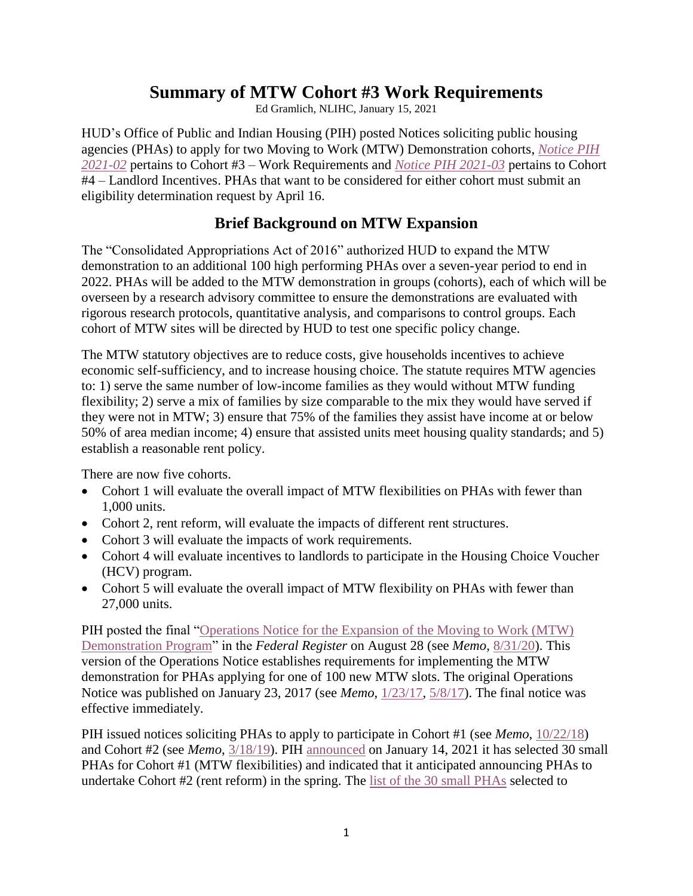# Summary of MTW Cohort #3 Work Requirements

Ed Gramlich, NLIHC, January 15, 2021

HUD's Office of Public and Indian Housing (PIH) posted Notices soliciting public housing agencies (PHAs) to apply for two Moving to Work (MTW) Demonstration cohorts, *Notice PIH 2021-02* pertains to Cohort #3 – Work Requirements and *Notice PIH 2021-03* pertains to Cohort #4 – Landlord Incentives. PHAs that want to be considered for either cohort must submit an eligibility determination request by April 16.

## Brief Background on MTW Expansion

The "Consolidated Appropriations Act of 2016" authorized HUD to expand the MTW demonstration to an additional 100 high performing PHAs over a seven-year period to end in 2022. PHAs will be added to the MTW demonstration in groups (cohorts), each of which will be overseen by a research advisory committee to ensure the demonstrations are evaluated with rigorous research protocols, quantitative analysis, and comparisons to control groups. Each cohort of MTW sites will be directed by HUD to test one specific policy change.

The MTW statutory objectives are to reduce costs, give households incentives to achieve economic self-sufficiency, and to increase housing choice. The statute requires MTW agencies to: 1) serve the same number of low-income families as they would without MTW funding flexibility; 2) serve a mix of families by size comparable to the mix they would have served if they were not in MTW; 3) ensure that 75% of the families they assist have income at or below 50% of area median income; 4) ensure that assisted units meet housing quality standards; and 5) establish a reasonable rent policy.

There are now five cohorts.

- Cohort 1 will evaluate the overall impact of MTW flexibilities on PHAs with fewer than 1,000 units.
- Cohort 2, rent reform, will evaluate the impacts of different rent structures.
- Cohort 3 will evaluate the impacts of work requirements.
- Cohort 4 will evaluate incentives to landlords to participate in the Housing Choice Voucher (HCV) program.
- Cohort 5 will evaluate the overall impact of MTW flexibility on PHAs with fewer than 27,000 units.

PIH posted the final "Operations Notice for the Expansion of the Moving to Work (MTW) Demonstration Program" in the *Federal Register* on August 28 (see *Memo*, 8/31/20). This version of the Operations Notice establishes requirements for implementing the MTW demonstration for PHAs applying for one of 100 new MTW slots. The original Operations Notice was published on January 23, 2017 (see *Memo*, 1/23/17, 5/8/17). The final notice was effective immediately.

PIH issued notices soliciting PHAs to apply to participate in Cohort #1 (see *Memo*, 10/22/18) and Cohort #2 (see *Memo*, 3/18/19). PIH announced on January 14, 2021 it has selected 30 small PHAs for Cohort #1 (MTW flexibilities) and indicated that it anticipated announcing PHAs to undertake Cohort #2 (rent reform) in the spring. The list of the 30 small PHAs selected to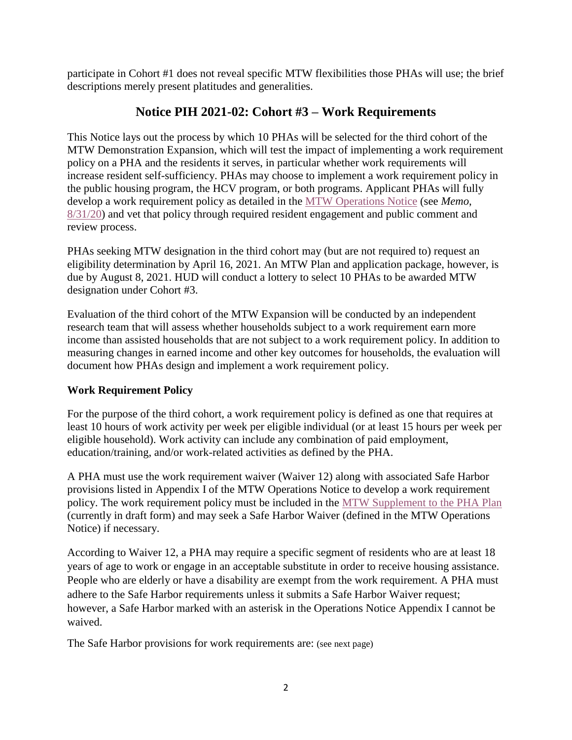participate in Cohort #1 does not reveal specific MTW flexibilities those PHAs will use; the brief descriptions merely present platitudes and generalities.

## Notice PIH 2021-02: Cohort #3 – Work Requirements

This Notice lays out the process by which 10 PHAs will be selected for the third cohort of the MTW Demonstration Expansion, which will test the impact of implementing a work requirement policy on a PHA and the residents it serves, in particular whether work requirements will increase resident self-sufficiency. PHAs may choose to implement a work requirement policy in the public housing program, the HCV program, or both programs. Applicant PHAs will fully develop a work requirement policy as detailed in the MTW Operations Notice (see *Memo*, 8/31/20) and vet that policy through required resident engagement and public comment and review process.

PHAs seeking MTW designation in the third cohort may (but are not required to) request an eligibility determination by April 16, 2021. An MTW Plan and application package, however, is due by August 8, 2021. HUD will conduct a lottery to select 10 PHAs to be awarded MTW designation under Cohort #3.

Evaluation of the third cohort of the MTW Expansion will be conducted by an independent research team that will assess whether households subject to a work requirement earn more income than assisted households that are not subject to a work requirement policy. In addition to measuring changes in earned income and other key outcomes for households, the evaluation will document how PHAs design and implement a work requirement policy.

### Work Requirement Policy

For the purpose of the third cohort, a work requirement policy is defined as one that requires at least 10 hours of work activity per week per eligible individual (or at least 15 hours per week per eligible household). Work activity can include any combination of paid employment, education/training, and/or work-related activities as defined by the PHA.

A PHA must use the work requirement waiver (Waiver 12) along with associated Safe Harbor provisions listed in Appendix I of the MTW Operations Notice to develop a work requirement policy. The work requirement policy must be included in the MTW Supplement to the PHA Plan (currently in draft form) and may seek a Safe Harbor Waiver (defined in the MTW Operations Notice) if necessary.

According to Waiver 12, a PHA may require a specific segment of residents who are at least 18 years of age to work or engage in an acceptable substitute in order to receive housing assistance. People who are elderly or have a disability are exempt from the work requirement. A PHA must adhere to the Safe Harbor requirements unless it submits a Safe Harbor Waiver request; however, a Safe Harbor marked with an asterisk in the Operations Notice Appendix I cannot be waived.

The Safe Harbor provisions for work requirements are: (see next page)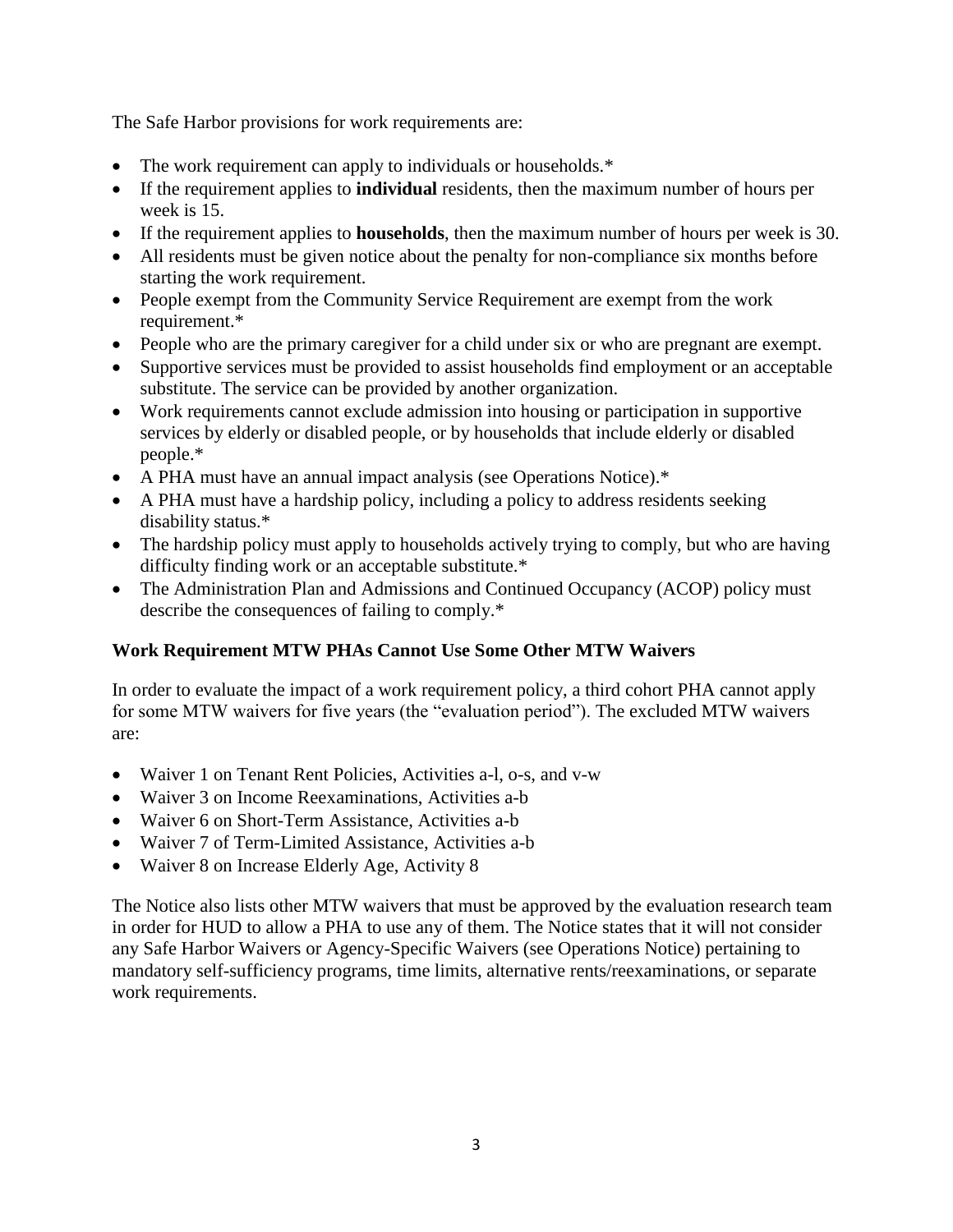The Safe Harbor provisions for work requirements are:

- The work requirement can apply to individuals or households.*
- If the requirement applies to **individual** residents, then the maximum number of hours per week is 15.
- If the requirement applies to **households**, then the maximum number of hours per week is 30.
- All residents must be given notice about the penalty for non-compliance six months before starting the work requirement.
- People exempt from the Community Service Requirement are exempt from the work requirement.*
- People who are the primary caregiver for a child under six or who are pregnant are exempt.
- Supportive services must be provided to assist households find employment or an acceptable substitute. The service can be provided by another organization.
- Work requirements cannot exclude admission into housing or participation in supportive services by elderly or disabled people, or by households that include elderly or disabled people.*
- A PHA must have an annual impact analysis (see Operations Notice).*
- A PHA must have a hardship policy, including a policy to address residents seeking disability status.*
- The hardship policy must apply to households actively trying to comply, but who are having difficulty finding work or an acceptable substitute.*
- The Administration Plan and Admissions and Continued Occupancy (ACOP) policy must describe the consequences of failing to comply.*

### Work Requirement MTW PHAs Cannot Use Some Other MTW Waivers

In order to evaluate the impact of a work requirement policy, a third cohort PHA cannot apply for some MTW waivers for five years (the "evaluation period"). The excluded MTW waivers are:

- Waiver 1 on Tenant Rent Policies, Activities a-l, o-s, and v-w
- Waiver 3 on Income Reexaminations, Activities a-b
- Waiver 6 on Short-Term Assistance, Activities a-b
- Waiver 7 of Term-Limited Assistance, Activities a-b
- Waiver 8 on Increase Elderly Age, Activity 8

The Notice also lists other MTW waivers that must be approved by the evaluation research team in order for HUD to allow a PHA to use any of them. The Notice states that it will not consider any Safe Harbor Waivers or Agency-Specific Waivers (see Operations Notice) pertaining to mandatory self-sufficiency programs, time limits, alternative rents/reexaminations, or separate work requirements.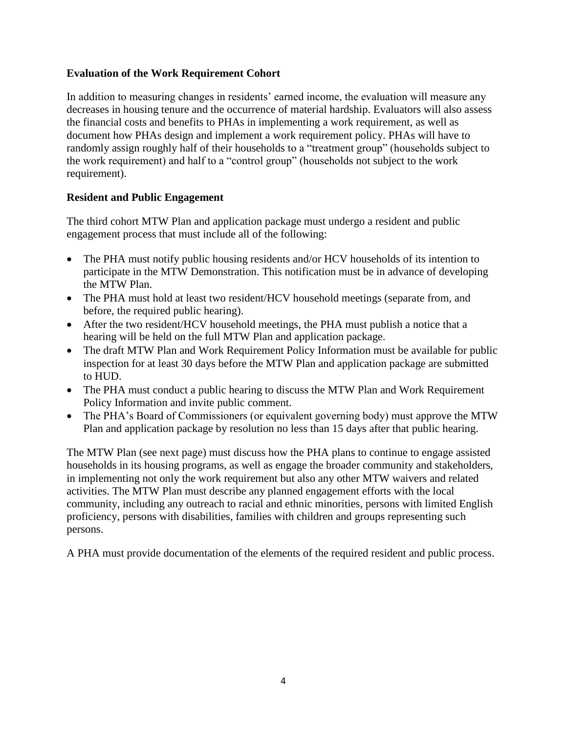**Evaluation of the Work Requirement Cohort**

In addition to measuring changes in residents' earned income, the evaluation will measure any decreases in housing tenure and the occurrence of material hardship. Evaluators will also assess the financial costs and benefits to PHAs in implementing a work requirement, as well as document how PHAs design and implement a work requirement policy. PHAs will have to randomly assign roughly half of their households to a "treatment group" (households subject to the work requirement) and half to a "control group" (households not subject to the work requirement).

**Resident and Public Engagement**

The third cohort MTW Plan and application package must undergo a resident and public engagement process that must include all of the following:

- The PHA must notify public housing residents and/or HCV households of its intention to participate in the MTW Demonstration. This notification must be in advance of developing the MTW Plan.
- The PHA must hold at least two resident/HCV household meetings (separate from, and before, the required public hearing).
- After the two resident/HCV household meetings, the PHA must publish a notice that a hearing will be held on the full MTW Plan and application package.
- The draft MTW Plan and Work Requirement Policy Information must be available for public inspection for at least 30 days before the MTW Plan and application package are submitted to HUD.
- The PHA must conduct a public hearing to discuss the MTW Plan and Work Requirement Policy Information and invite public comment.
- The PHA's Board of Commissioners (or equivalent governing body) must approve the MTW Plan and application package by resolution no less than 15 days after that public hearing.

The MTW Plan (see next page) must discuss how the PHA plans to continue to engage assisted households in its housing programs, as well as engage the broader community and stakeholders, in implementing not only the work requirement but also any other MTW waivers and related activities. The MTW Plan must describe any planned engagement efforts with the local community, including any outreach to racial and ethnic minorities, persons with limited English proficiency, persons with disabilities, families with children and groups representing such persons.

A PHA must provide documentation of the elements of the required resident and public process.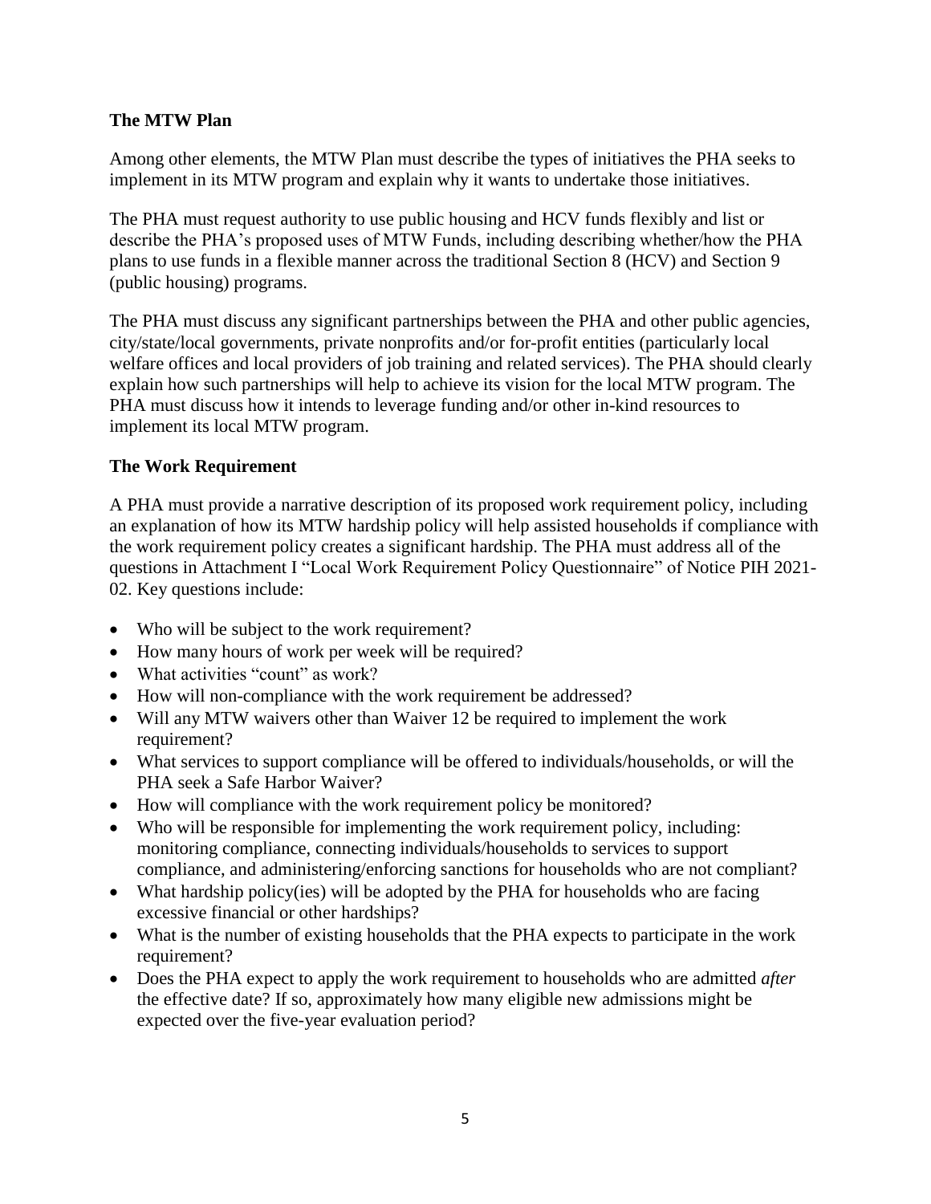## The MTW Plan

Among other elements, the MTW Plan must describe the types of initiatives the PHA seeks to implement in its MTW program and explain why it wants to undertake those initiatives.

The PHA must request authority to use public housing and HCV funds flexibly and list or describe the PHA's proposed uses of MTW Funds, including describing whether/how the PHA plans to use funds in a flexible manner across the traditional Section 8 (HCV) and Section 9 (public housing) programs.

The PHA must discuss any significant partnerships between the PHA and other public agencies, city/state/local governments, private nonprofits and/or for-profit entities (particularly local welfare offices and local providers of job training and related services). The PHA should clearly explain how such partnerships will help to achieve its vision for the local MTW program. The PHA must discuss how it intends to leverage funding and/or other in-kind resources to implement its local MTW program.

## The Work Requirement

A PHA must provide a narrative description of its proposed work requirement policy, including an explanation of how its MTW hardship policy will help assisted households if compliance with the work requirement policy creates a significant hardship. The PHA must address all of the questions in Attachment I "Local Work Requirement Policy Questionnaire" of Notice PIH 2021-02. Key questions include:

- Who will be subject to the work requirement?
- How many hours of work per week will be required?
- What activities "count" as work?
- How will non-compliance with the work requirement be addressed?
- Will any MTW waivers other than Waiver 12 be required to implement the work requirement?
- What services to support compliance will be offered to individuals/households, or will the PHA seek a Safe Harbor Waiver?
- How will compliance with the work requirement policy be monitored?
- Who will be responsible for implementing the work requirement policy, including: monitoring compliance, connecting individuals/households to services to support compliance, and administering/enforcing sanctions for households who are not compliant?
- What hardship policy(ies) will be adopted by the PHA for households who are facing excessive financial or other hardships?
- What is the number of existing households that the PHA expects to participate in the work requirement?
- Does the PHA expect to apply the work requirement to households who are admitted *after* the effective date? If so, approximately how many eligible new admissions might be expected over the five-year evaluation period?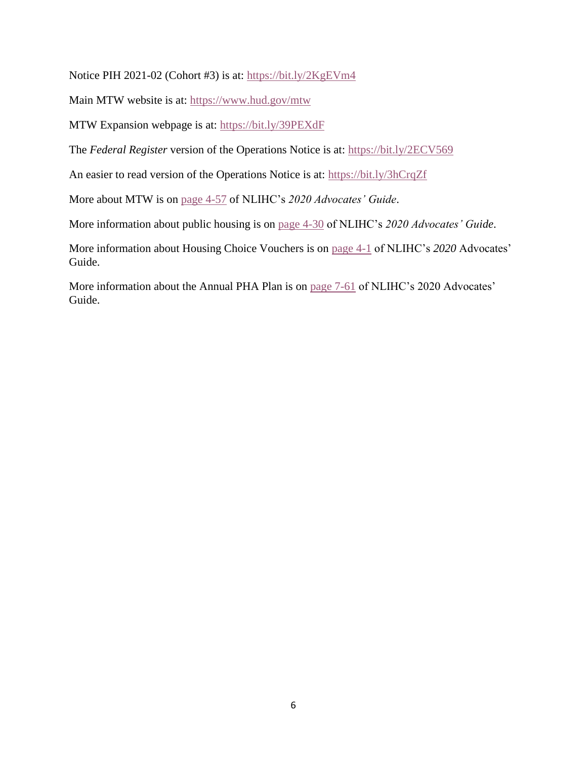Notice PIH 2021-02 (Cohort #3) is at: https://bit.ly/2KgEVm4

Main MTW website is at: https://www.hud.gov/mtw

MTW Expansion webpage is at: https://bit.ly/39PEXdF

The *Federal Register* version of the Operations Notice is at: https://bit.ly/2ECV569

An easier to read version of the Operations Notice is at: https://bit.ly/3hCrqZf

More about MTW is on page 4-57 of NLIHC's *2020 Advocates' Guide*.

More information about public housing is on page 4-30 of NLIHC's *2020 Advocates' Guide*.

More information about Housing Choice Vouchers is on page 4-1 of NLIHC's *2020* Advocates' Guide.

More information about the Annual PHA Plan is on page 7-61 of NLIHC's 2020 Advocates' Guide.